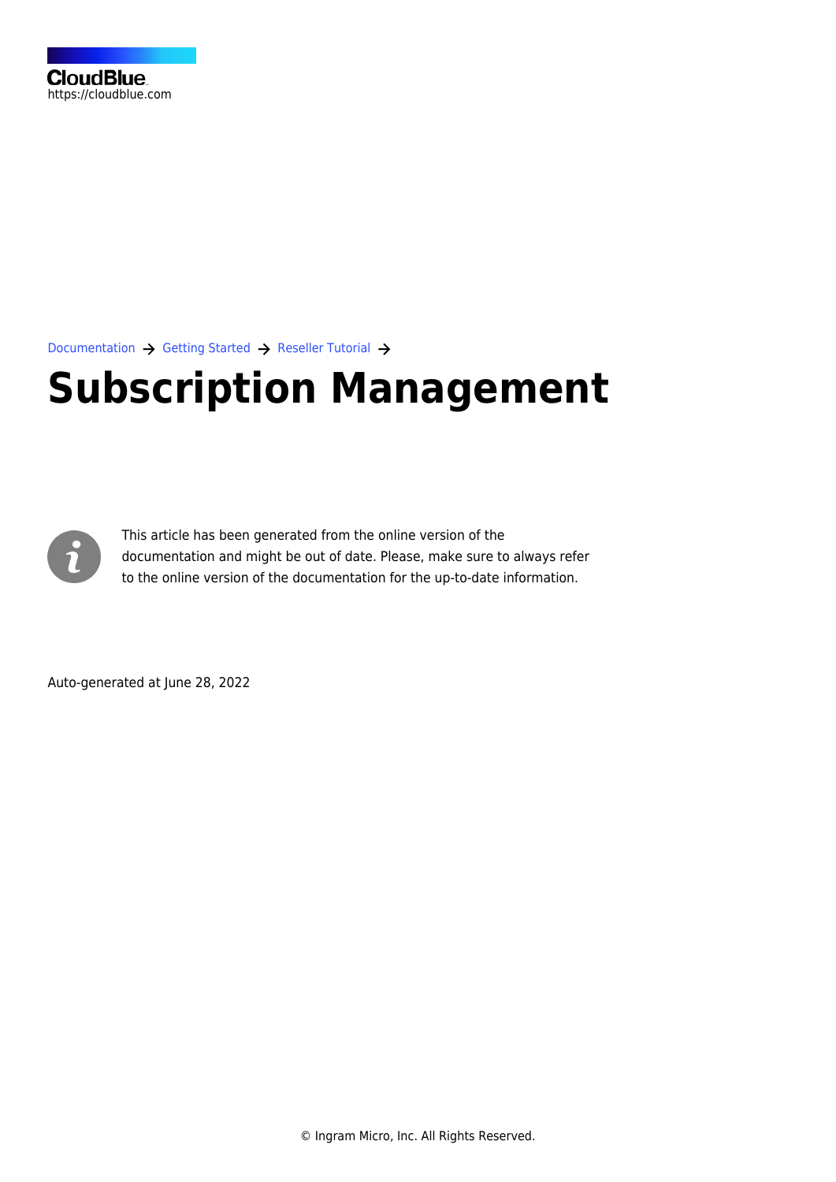CloudBlue
https://cloudblue.com

Documentation → Getting Started → Reseller Tutorial →

# Subscription Management

This article has been generated from the online version of the documentation and might be out of date. Please, make sure to always refer to the online version of the documentation for the up-to-date information.

Auto-generated at June 28, 2022

© Ingram Micro, Inc. All Rights Reserved.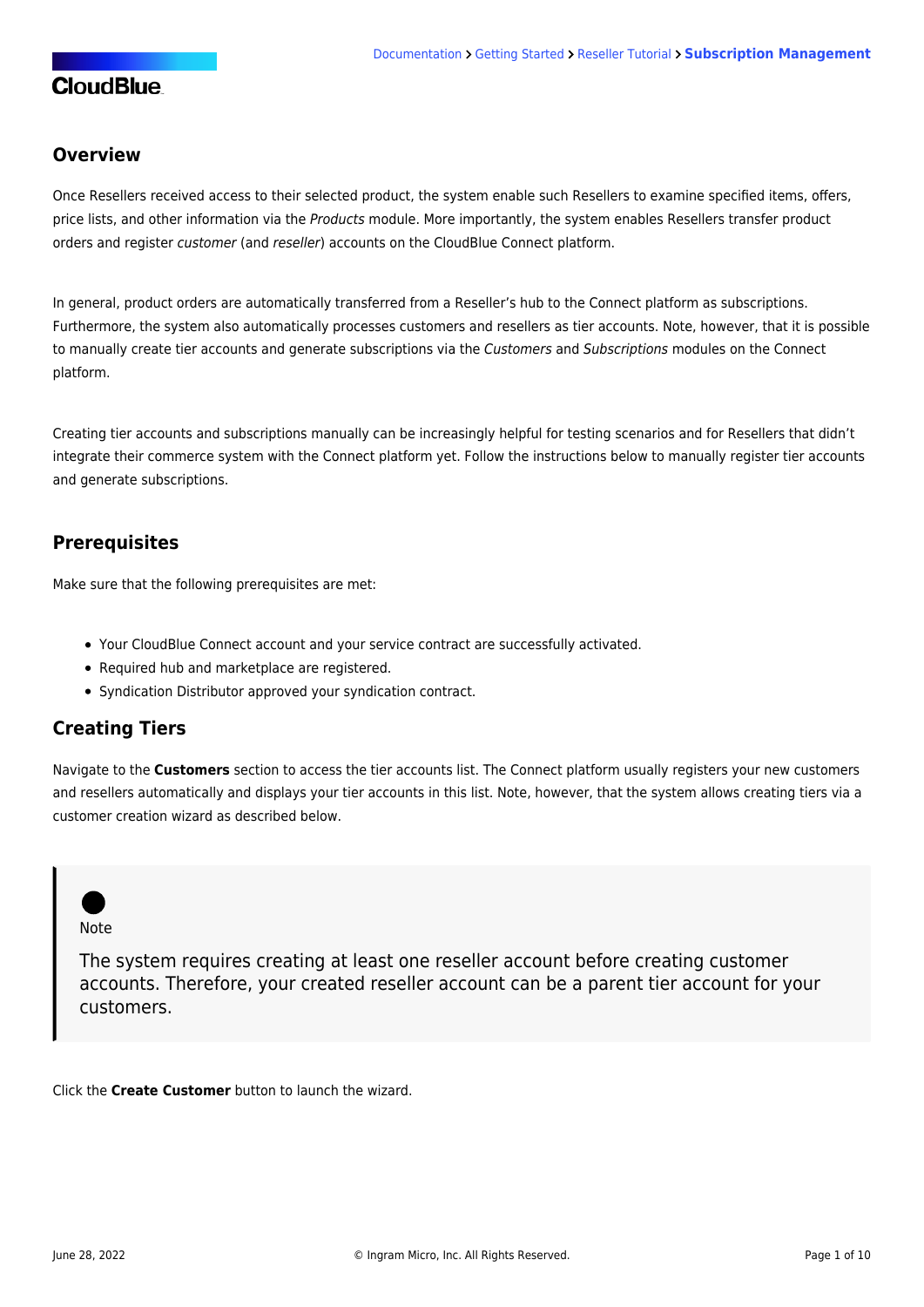## Overview

Once Resellers received access to their selected product, the system enable such Resellers to examine specified items, offers, price lists, and other information via the *Products* module. More importantly, the system enables Resellers transfer product orders and register *customer* (and *reseller*) accounts on the CloudBlue Connect platform.

In general, product orders are automatically transferred from a Reseller's hub to the Connect platform as subscriptions. Furthermore, the system also automatically processes customers and resellers as tier accounts. Note, however, that it is possible to manually create tier accounts and generate subscriptions via the *Customers* and *Subscriptions* modules on the Connect platform.

Creating tier accounts and subscriptions manually can be increasingly helpful for testing scenarios and for Resellers that didn't integrate their commerce system with the Connect platform yet. Follow the instructions below to manually register tier accounts and generate subscriptions.

## Prerequisites

Make sure that the following prerequisites are met:

- Your CloudBlue Connect account and your service contract are successfully activated.
- Required hub and marketplace are registered.
- Syndication Distributor approved your syndication contract.

## Creating Tiers

Navigate to the **Customers** section to access the tier accounts list. The Connect platform usually registers your new customers and resellers automatically and displays your tier accounts in this list. Note, however, that the system allows creating tiers via a customer creation wizard as described below.

> Note
>
> The system requires creating at least one reseller account before creating customer accounts. Therefore, your created reseller account can be a parent tier account for your customers.

Click the **Create Customer** button to launch the wizard.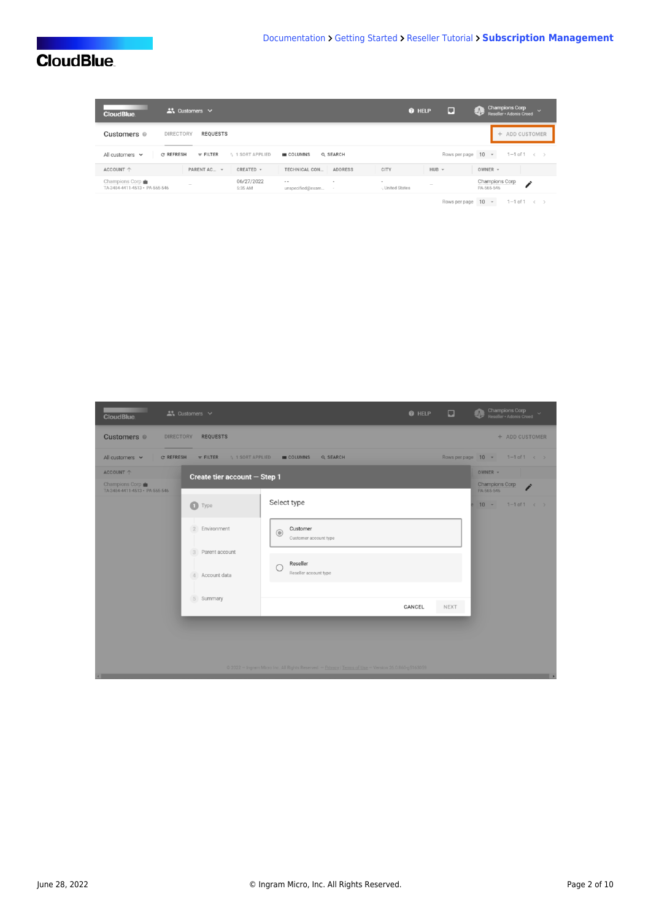Customers | DIRECTORY | REQUESTS | + ADD CUSTOMER

All customers | REFRESH | FILTER | 1 SORT APPLIED | COLUMNS | SEARCH | Rows per page 10 | 1–1 of 1

| ACCOUNT | PARENT AC... | CREATED | TECHNICAL CON... | ADDRESS | CITY | HUB | OWNER |
|---|---|---|---|---|---|---|---|
| Champions Corp TA-3404-4411-4513 • PA-565-546 | – | 06/27/2022 5:35 AM | -- unspecified@exam... | - | -, United States | – | Champions Corp PA-565-546 |

**Create tier account — Step 1**

1. Type
2. Environment
3. Parent account
4. Account data
5. Summary

Select type

- Customer — Customer account type
- Reseller — Reseller account type

CANCEL | NEXT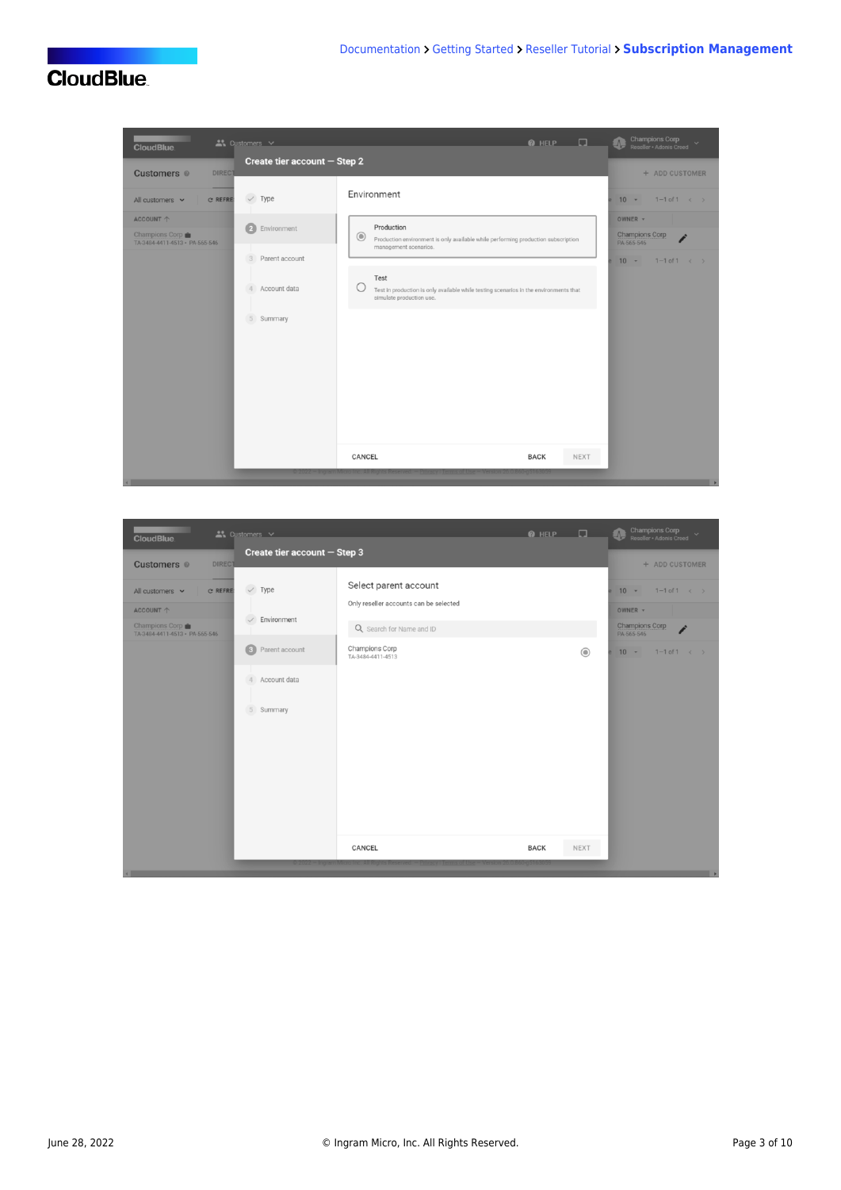**Create tier account — Step 2**

- Type
- 2 Environment
- 3 Parent account
- 4 Account data
- 5 Summary

Environment

**Production**
Production environment is only available while performing production subscription management scenarios.

**Test**
Test in production is only available while testing scenarios in the environments that simulate production use.

CANCEL BACK NEXT

**Create tier account — Step 3**

- Type
- Environment
- 3 Parent account
- 4 Account data
- 5 Summary

Select parent account

Only reseller accounts can be selected

Search for Name and ID

Champions Corp
TA-3484-4411-4513

CANCEL BACK NEXT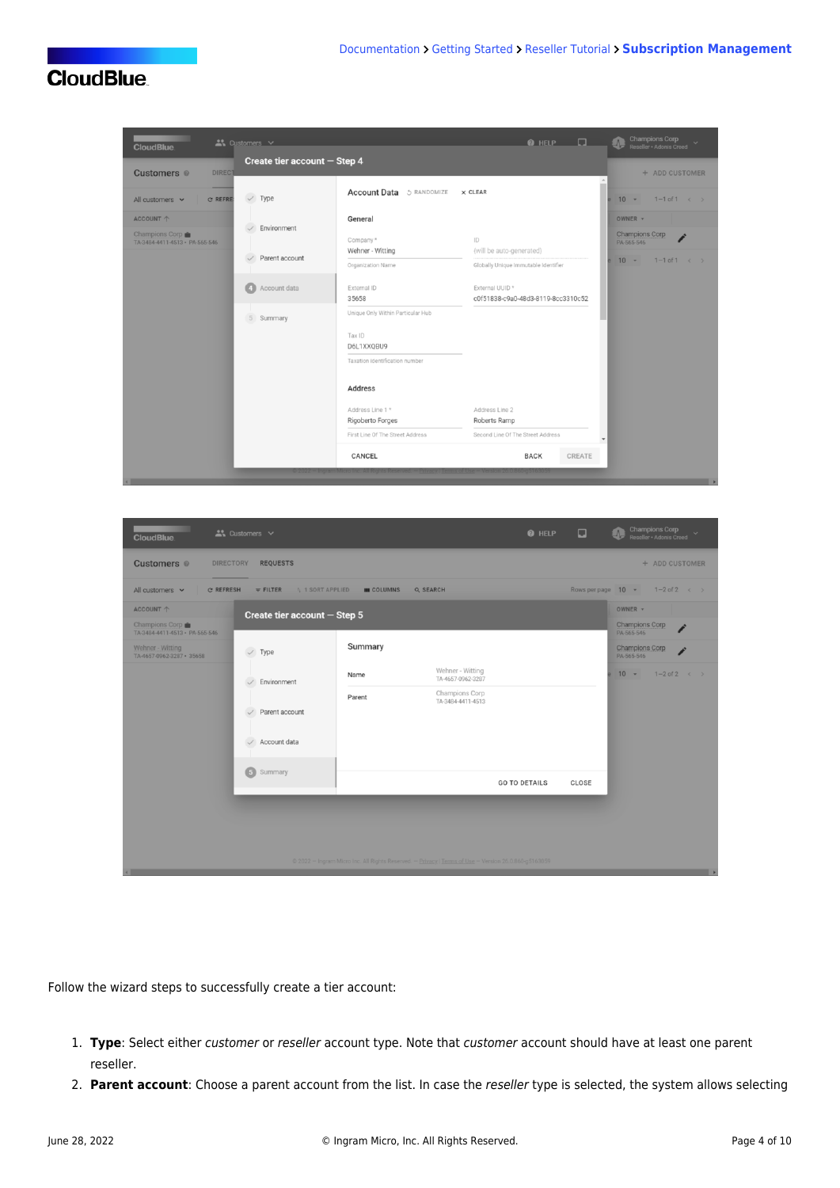Follow the wizard steps to successfully create a tier account:

1. **Type**: Select either *customer* or *reseller* account type. Note that *customer* account should have at least one parent reseller.
2. **Parent account**: Choose a parent account from the list. In case the *reseller* type is selected, the system allows selecting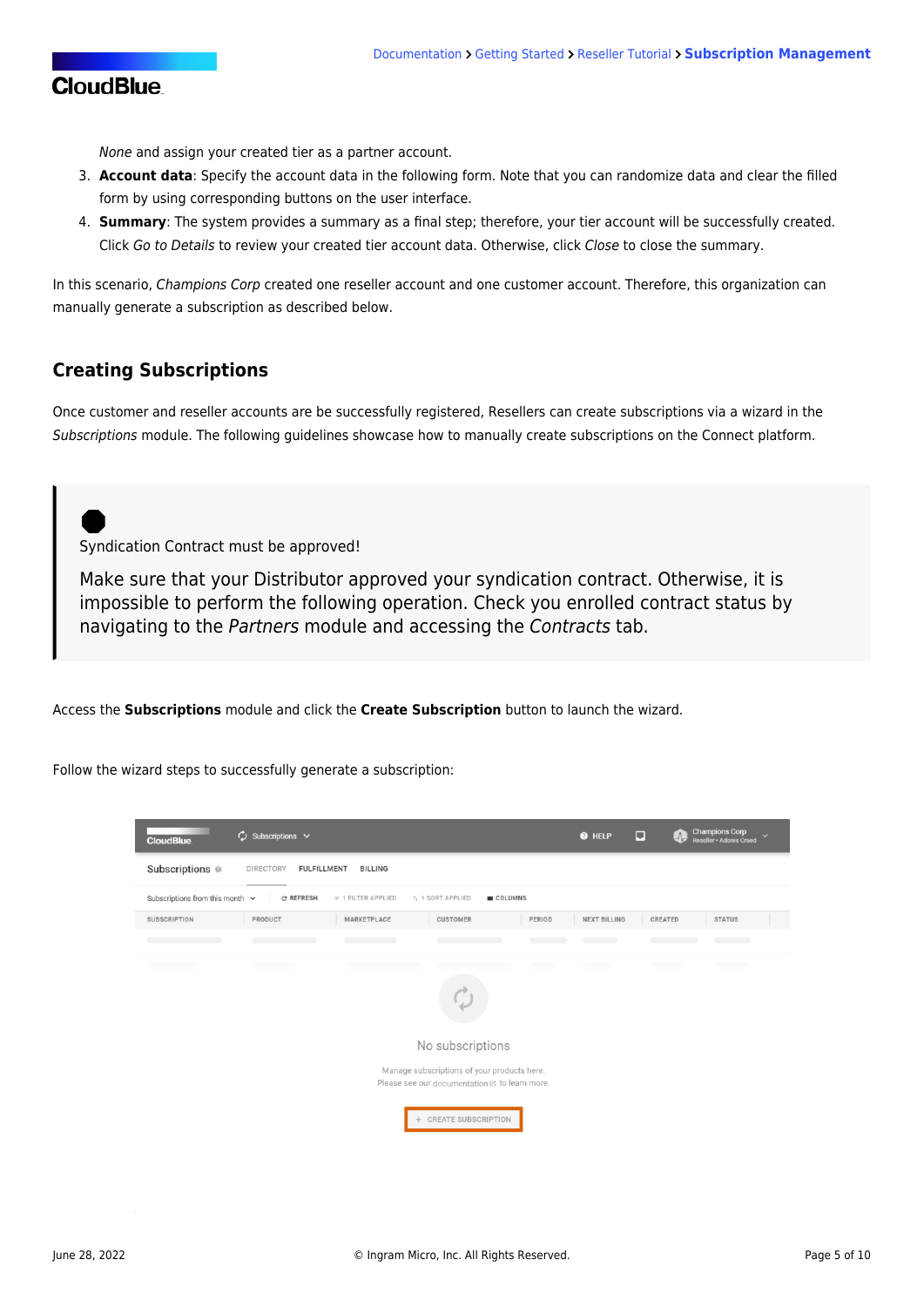*None* and assign your created tier as a partner account.

3. **Account data**: Specify the account data in the following form. Note that you can randomize data and clear the filled form by using corresponding buttons on the user interface.
4. **Summary**: The system provides a summary as a final step; therefore, your tier account will be successfully created. Click *Go to Details* to review your created tier account data. Otherwise, click *Close* to close the summary.

In this scenario, *Champions Corp* created one reseller account and one customer account. Therefore, this organization can manually generate a subscription as described below.

## Creating Subscriptions

Once customer and reseller accounts are be successfully registered, Resellers can create subscriptions via a wizard in the *Subscriptions* module. The following guidelines showcase how to manually create subscriptions on the Connect platform.

> Syndication Contract must be approved!
>
> Make sure that your Distributor approved your syndication contract. Otherwise, it is impossible to perform the following operation. Check you enrolled contract status by navigating to the *Partners* module and accessing the *Contracts* tab.

Access the **Subscriptions** module and click the **Create Subscription** button to launch the wizard.

Follow the wizard steps to successfully generate a subscription: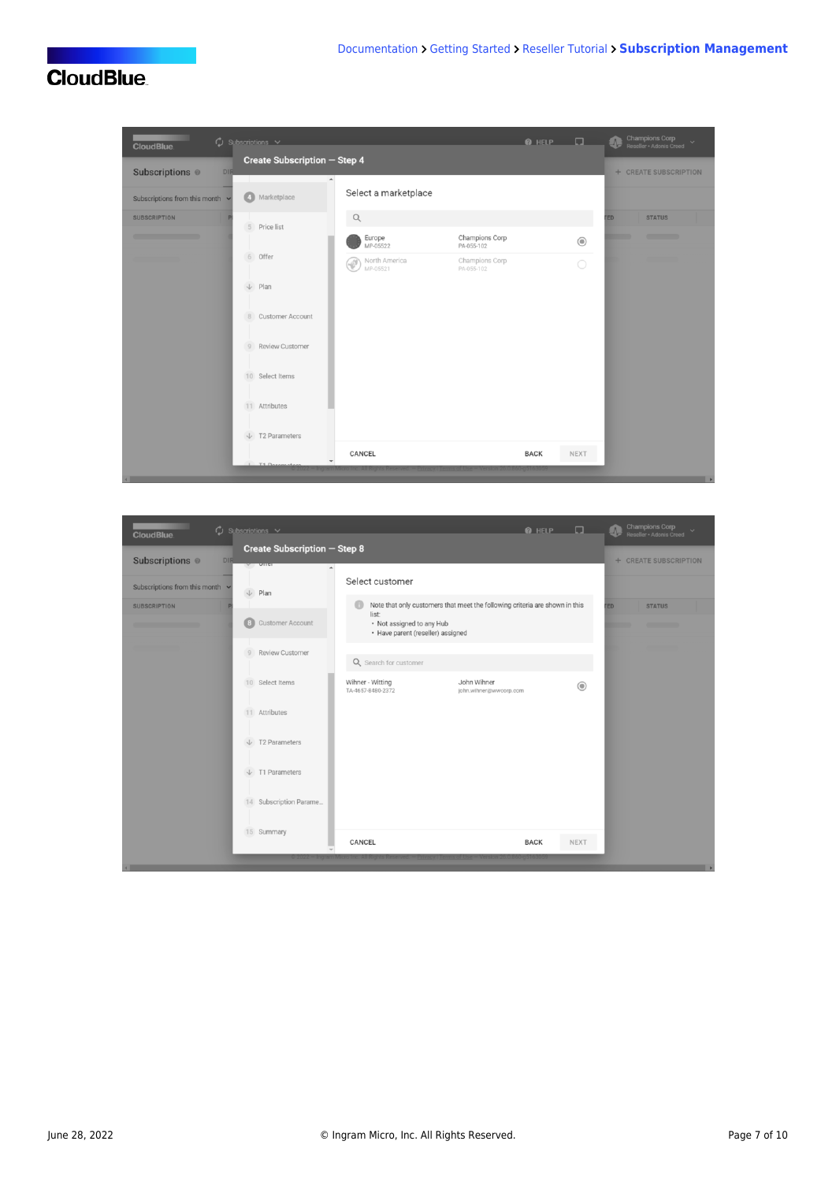**Create Subscription — Step 4**

Select a marketplace

| Marketplace | Account | |
|---|---|---|
| Europe<br>MP-05522 | Champions Corp<br>PA-055-102 | ◉ |
| North America<br>MP-05521 | Champions Corp<br>PA-055-102 | ○ |

CANCEL BACK NEXT

**Create Subscription — Step 8**

Select customer

Note that only customers that meet the following criteria are shown in this list:

- Not assigned to any Hub
- Have parent (reseller) assigned

Search for customer

| Customer | Contact | |
|---|---|---|
| Wihner - Witting<br>TA-4657-8880-2372 | John Wihner<br>john.wihner@wwcorp.com | ◉ |

CANCEL BACK NEXT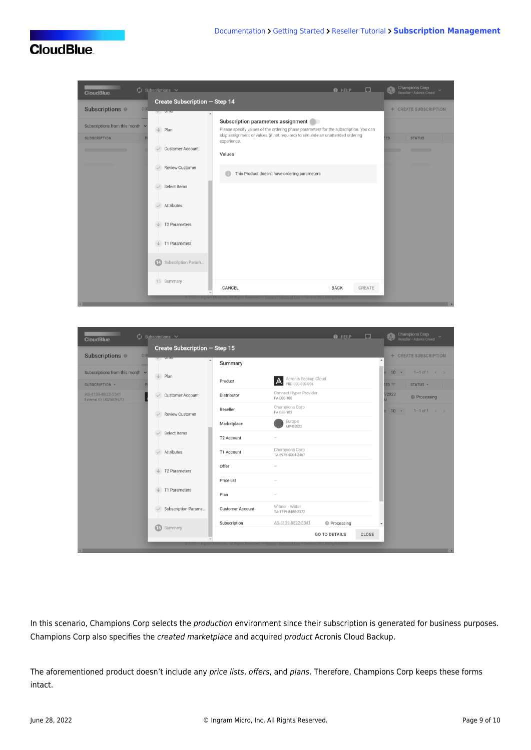In this scenario, Champions Corp selects the *production* environment since their subscription is generated for business purposes. Champions Corp also specifies the *created marketplace* and acquired *product* Acronis Cloud Backup.

The aforementioned product doesn't include any *price lists*, *offers*, and *plans*. Therefore, Champions Corp keeps these forms intact.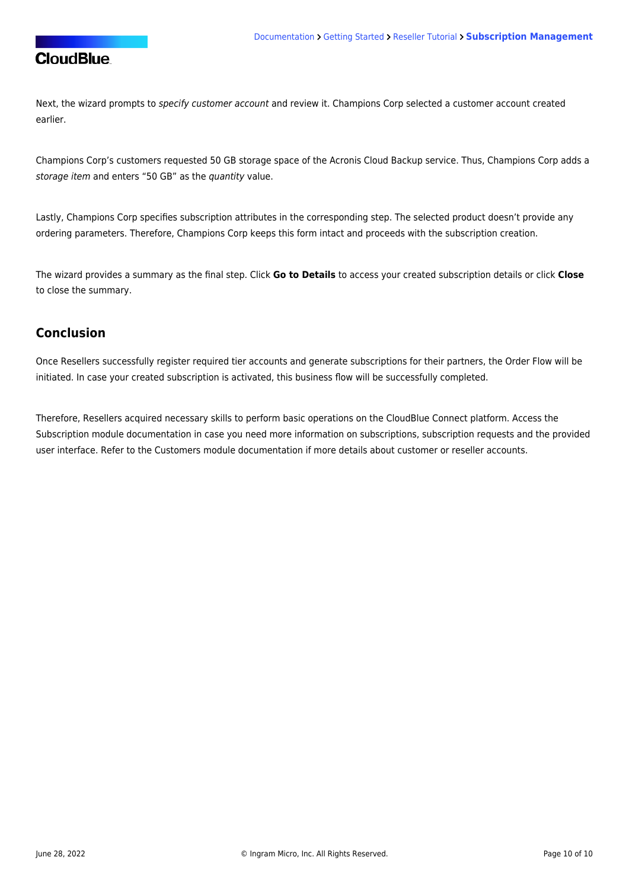Next, the wizard prompts to *specify customer account* and review it. Champions Corp selected a customer account created earlier.

Champions Corp's customers requested 50 GB storage space of the Acronis Cloud Backup service. Thus, Champions Corp adds a *storage item* and enters "50 GB" as the *quantity* value.

Lastly, Champions Corp specifies subscription attributes in the corresponding step. The selected product doesn't provide any ordering parameters. Therefore, Champions Corp keeps this form intact and proceeds with the subscription creation.

The wizard provides a summary as the final step. Click **Go to Details** to access your created subscription details or click **Close** to close the summary.

## Conclusion

Once Resellers successfully register required tier accounts and generate subscriptions for their partners, the Order Flow will be initiated. In case your created subscription is activated, this business flow will be successfully completed.

Therefore, Resellers acquired necessary skills to perform basic operations on the CloudBlue Connect platform. Access the Subscription module documentation in case you need more information on subscriptions, subscription requests and the provided user interface. Refer to the Customers module documentation if more details about customer or reseller accounts.